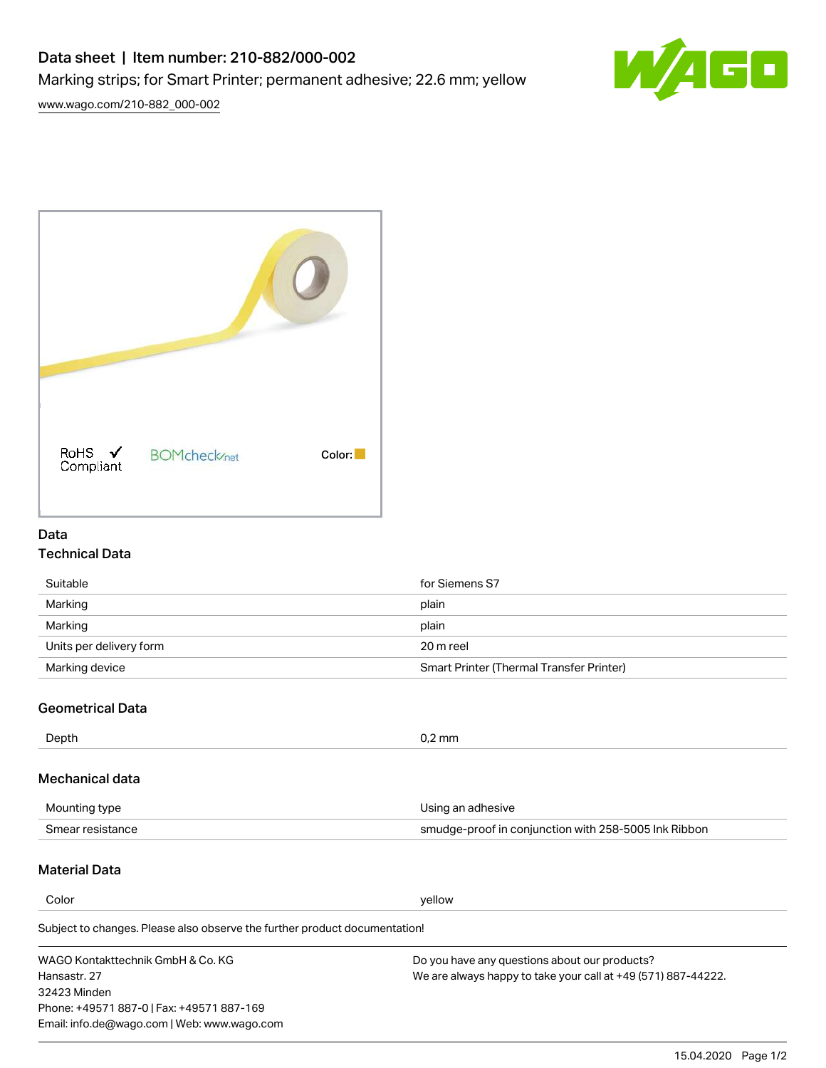# Data sheet | Item number: 210-882/000-002

Marking strips; for Smart Printer; permanent adhesive; 22.6 mm; yellow

[www.wago.com/210-882_000-002](http://www.wago.com/210-882_000-002)

RoHS ✓ Compliant BOMcheck.net Color:

## Data

### Technical Data

| | |
|---|---|
| Suitable | for Siemens S7 |
| Marking | plain |
| Marking | plain |
| Units per delivery form | 20 m reel |
| Marking device | Smart Printer (Thermal Transfer Printer) |

### Geometrical Data

| | |
|---|---|
| Depth | 0,2 mm |

### Mechanical data

| | |
|---|---|
| Mounting type | Using an adhesive |
| Smear resistance | smudge-proof in conjunction with 258-5005 Ink Ribbon |

### Material Data

| | |
|---|---|
| Color | yellow |

Subject to changes. Please also observe the further product documentation!

WAGO Kontakttechnik GmbH & Co. KG
Hansastr. 27
32423 Minden
Phone: +49571 887-0 | Fax: +49571 887-169
Email: info.de@wago.com | Web: www.wago.com

Do you have any questions about our products?
We are always happy to take your call at +49 (571) 887-44222.

15.04.2020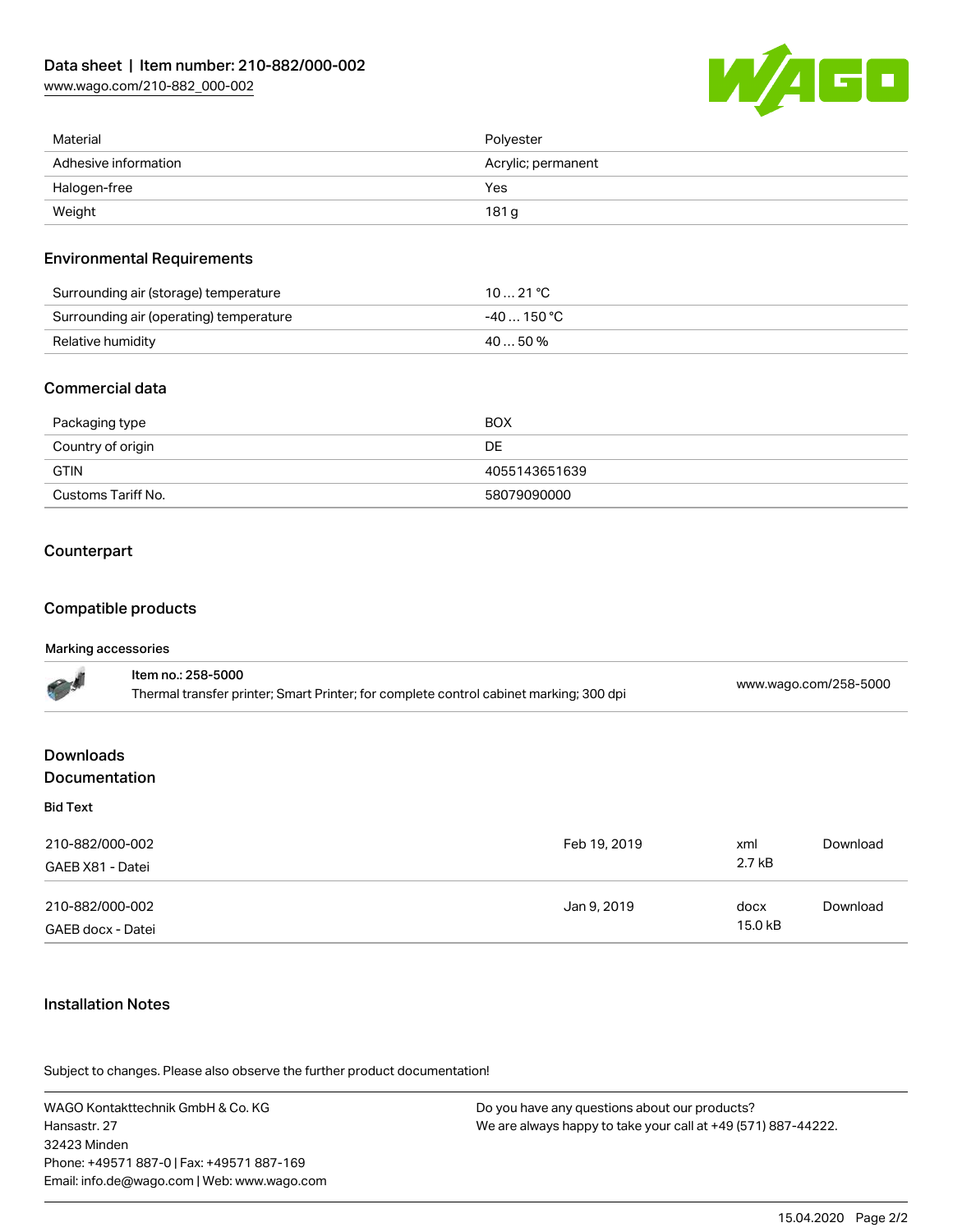| | |
|---|---|
| Material | Polyester |
| Adhesive information | Acrylic; permanent |
| Halogen-free | Yes |
| Weight | 181 g |

## Environmental Requirements

| | |
|---|---|
| Surrounding air (storage) temperature | 10 … 21 °C |
| Surrounding air (operating) temperature | -40 … 150 °C |
| Relative humidity | 40 … 50 % |

## Commercial data

| | |
|---|---|
| Packaging type | BOX |
| Country of origin | DE |
| GTIN | 4055143651639 |
| Customs Tariff No. | 58079090000 |

## Counterpart

## Compatible products

### Marking accessories

| | | |
|---|---|---|
| | **Item no.: 258-5000** Thermal transfer printer; Smart Printer; for complete control cabinet marking; 300 dpi | www.wago.com/258-5000 |

## Downloads
## Documentation

### Bid Text

| | | | |
|---|---|---|---|
| 210-882/000-002 GAEB X81 - Datei | Feb 19, 2019 | xml 2.7 kB | Download |
| 210-882/000-002 GAEB docx - Datei | Jan 9, 2019 | docx 15.0 kB | Download |

## Installation Notes

Subject to changes. Please also observe the further product documentation!

WAGO Kontakttechnik GmbH & Co. KG
Hansastr. 27
32423 Minden
Phone: +49571 887-0 | Fax: +49571 887-169
Email: info.de@wago.com | Web: www.wago.com

Do you have any questions about our products?
We are always happy to take your call at +49 (571) 887-44222.